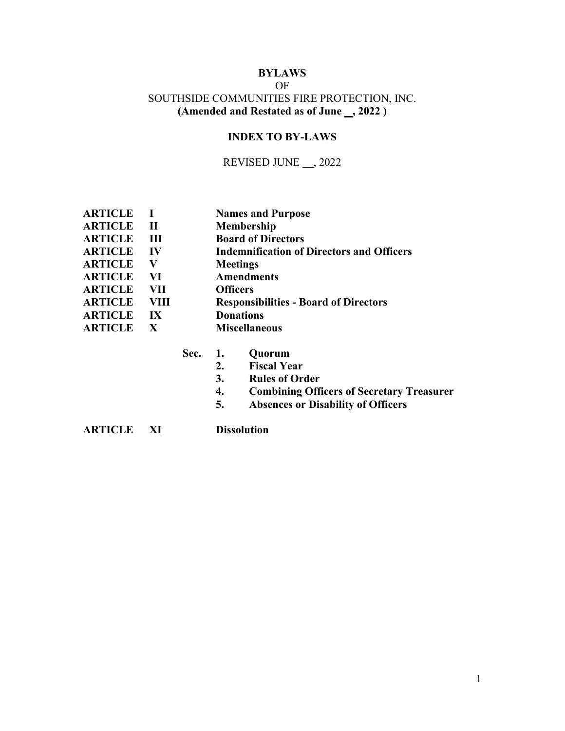# BYLAWS
OF
SOUTHSIDE COMMUNITIES FIRE PROTECTION, INC.
**(Amended and Restated as of June _, 2022 )**

## INDEX TO BY-LAWS

REVISED JUNE __, 2022

| | | |
|---|---|---|
| **ARTICLE** | **I** | **Names and Purpose** |
| **ARTICLE** | **II** | **Membership** |
| **ARTICLE** | **III** | **Board of Directors** |
| **ARTICLE** | **IV** | **Indemnification of Directors and Officers** |
| **ARTICLE** | **V** | **Meetings** |
| **ARTICLE** | **VI** | **Amendments** |
| **ARTICLE** | **VII** | **Officers** |
| **ARTICLE** | **VIII** | **Responsibilities - Board of Directors** |
| **ARTICLE** | **IX** | **Donations** |
| **ARTICLE** | **X** | **Miscellaneous** |

**Sec.**
1. **Quorum**
2. **Fiscal Year**
3. **Rules of Order**
4. **Combining Officers of Secretary Treasurer**
5. **Absences or Disability of Officers**

| | | |
|---|---|---|
| **ARTICLE** | **XI** | **Dissolution** |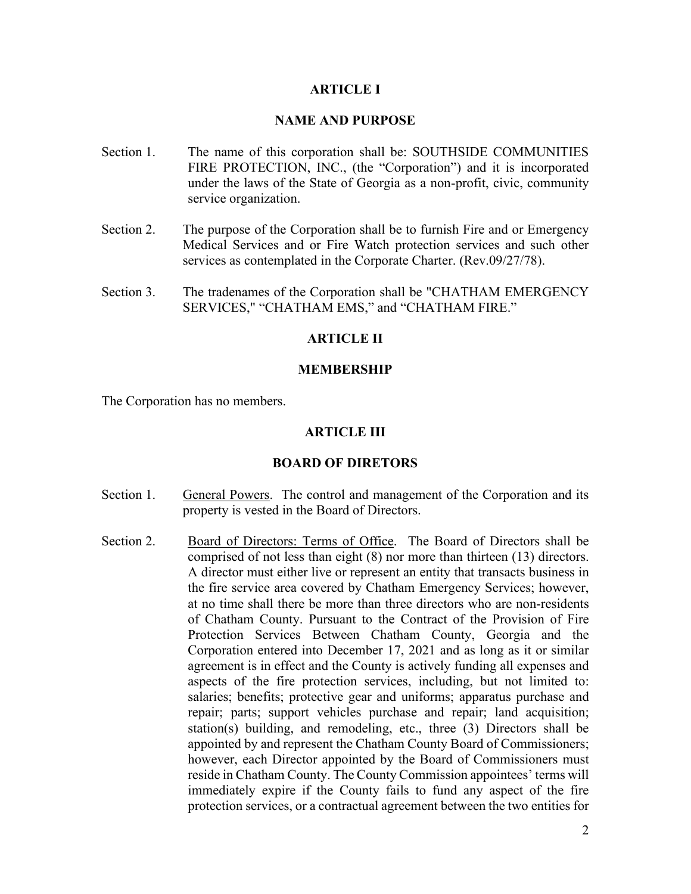## ARTICLE I

## NAME AND PURPOSE

Section 1. The name of this corporation shall be: SOUTHSIDE COMMUNITIES FIRE PROTECTION, INC., (the "Corporation") and it is incorporated under the laws of the State of Georgia as a non-profit, civic, community service organization.

Section 2. The purpose of the Corporation shall be to furnish Fire and or Emergency Medical Services and or Fire Watch protection services and such other services as contemplated in the Corporate Charter. (Rev.09/27/78).

Section 3. The tradenames of the Corporation shall be "CHATHAM EMERGENCY SERVICES," "CHATHAM EMS," and "CHATHAM FIRE."

## ARTICLE II

## MEMBERSHIP

The Corporation has no members.

## ARTICLE III

## BOARD OF DIRETORS

Section 1. <u>General Powers</u>. The control and management of the Corporation and its property is vested in the Board of Directors.

Section 2. <u>Board of Directors: Terms of Office</u>. The Board of Directors shall be comprised of not less than eight (8) nor more than thirteen (13) directors. A director must either live or represent an entity that transacts business in the fire service area covered by Chatham Emergency Services; however, at no time shall there be more than three directors who are non-residents of Chatham County. Pursuant to the Contract of the Provision of Fire Protection Services Between Chatham County, Georgia and the Corporation entered into December 17, 2021 and as long as it or similar agreement is in effect and the County is actively funding all expenses and aspects of the fire protection services, including, but not limited to: salaries; benefits; protective gear and uniforms; apparatus purchase and repair; parts; support vehicles purchase and repair; land acquisition; station(s) building, and remodeling, etc., three (3) Directors shall be appointed by and represent the Chatham County Board of Commissioners; however, each Director appointed by the Board of Commissioners must reside in Chatham County. The County Commission appointees' terms will immediately expire if the County fails to fund any aspect of the fire protection services, or a contractual agreement between the two entities for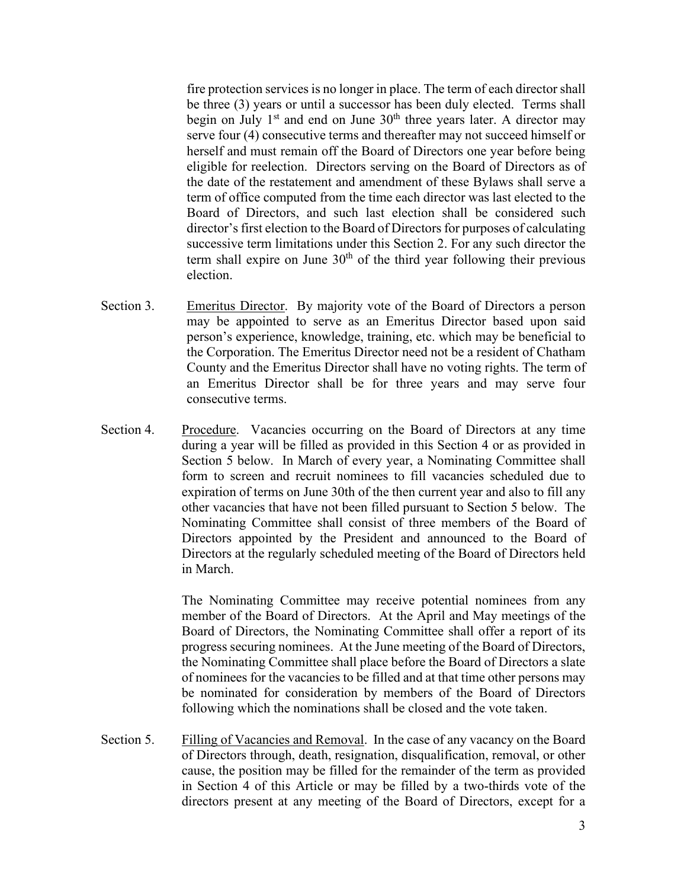fire protection services is no longer in place. The term of each director shall be three (3) years or until a successor has been duly elected. Terms shall begin on July 1st and end on June 30th three years later. A director may serve four (4) consecutive terms and thereafter may not succeed himself or herself and must remain off the Board of Directors one year before being eligible for reelection. Directors serving on the Board of Directors as of the date of the restatement and amendment of these Bylaws shall serve a term of office computed from the time each director was last elected to the Board of Directors, and such last election shall be considered such director's first election to the Board of Directors for purposes of calculating successive term limitations under this Section 2. For any such director the term shall expire on June 30th of the third year following their previous election.

Section 3. Emeritus Director. By majority vote of the Board of Directors a person may be appointed to serve as an Emeritus Director based upon said person's experience, knowledge, training, etc. which may be beneficial to the Corporation. The Emeritus Director need not be a resident of Chatham County and the Emeritus Director shall have no voting rights. The term of an Emeritus Director shall be for three years and may serve four consecutive terms.

Section 4. Procedure. Vacancies occurring on the Board of Directors at any time during a year will be filled as provided in this Section 4 or as provided in Section 5 below. In March of every year, a Nominating Committee shall form to screen and recruit nominees to fill vacancies scheduled due to expiration of terms on June 30th of the then current year and also to fill any other vacancies that have not been filled pursuant to Section 5 below. The Nominating Committee shall consist of three members of the Board of Directors appointed by the President and announced to the Board of Directors at the regularly scheduled meeting of the Board of Directors held in March.

The Nominating Committee may receive potential nominees from any member of the Board of Directors. At the April and May meetings of the Board of Directors, the Nominating Committee shall offer a report of its progress securing nominees. At the June meeting of the Board of Directors, the Nominating Committee shall place before the Board of Directors a slate of nominees for the vacancies to be filled and at that time other persons may be nominated for consideration by members of the Board of Directors following which the nominations shall be closed and the vote taken.

Section 5. Filling of Vacancies and Removal. In the case of any vacancy on the Board of Directors through, death, resignation, disqualification, removal, or other cause, the position may be filled for the remainder of the term as provided in Section 4 of this Article or may be filled by a two-thirds vote of the directors present at any meeting of the Board of Directors, except for a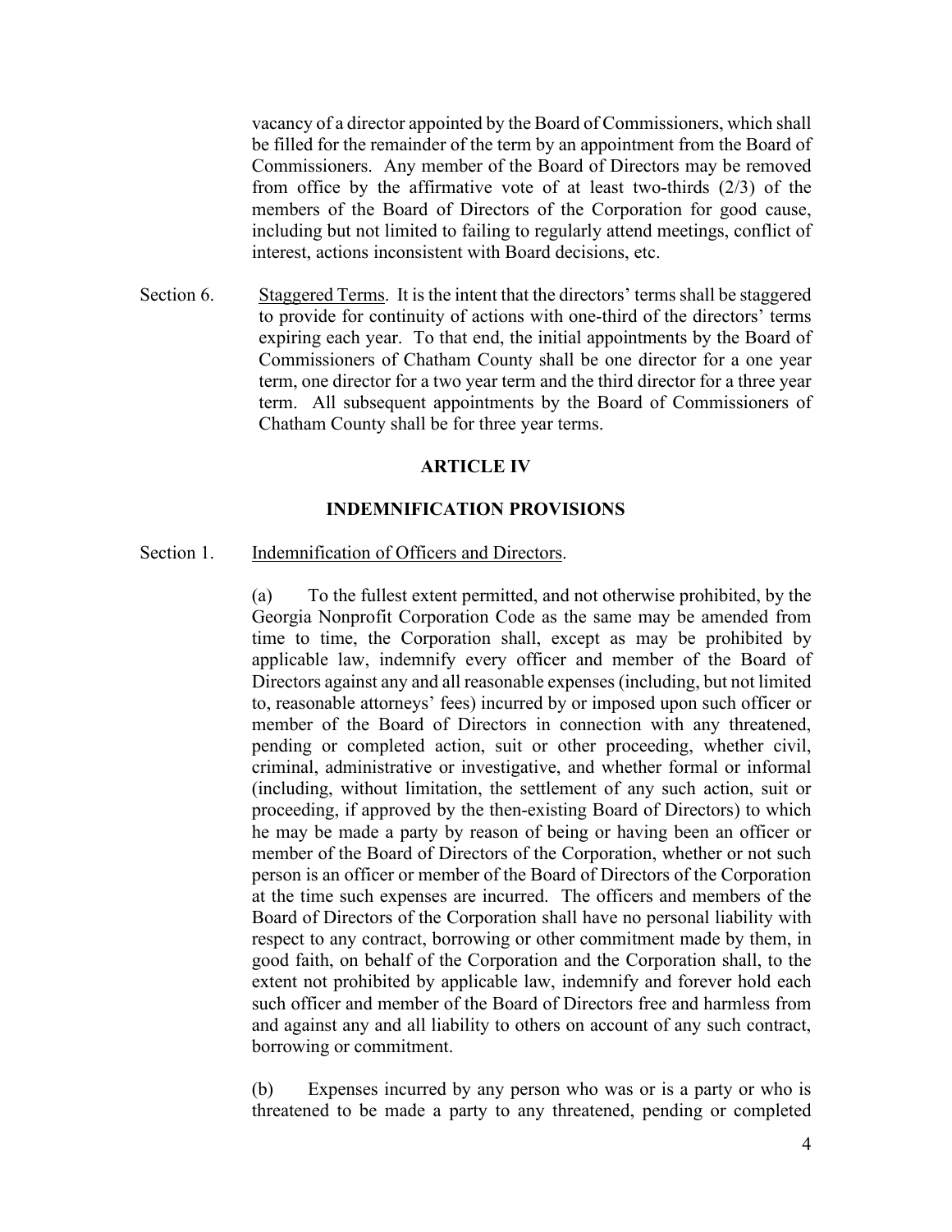vacancy of a director appointed by the Board of Commissioners, which shall be filled for the remainder of the term by an appointment from the Board of Commissioners. Any member of the Board of Directors may be removed from office by the affirmative vote of at least two-thirds (2/3) of the members of the Board of Directors of the Corporation for good cause, including but not limited to failing to regularly attend meetings, conflict of interest, actions inconsistent with Board decisions, etc.

Section 6. Staggered Terms. It is the intent that the directors' terms shall be staggered to provide for continuity of actions with one-third of the directors' terms expiring each year. To that end, the initial appointments by the Board of Commissioners of Chatham County shall be one director for a one year term, one director for a two year term and the third director for a three year term. All subsequent appointments by the Board of Commissioners of Chatham County shall be for three year terms.

## ARTICLE IV

## INDEMNIFICATION PROVISIONS

Section 1. Indemnification of Officers and Directors.

(a) To the fullest extent permitted, and not otherwise prohibited, by the Georgia Nonprofit Corporation Code as the same may be amended from time to time, the Corporation shall, except as may be prohibited by applicable law, indemnify every officer and member of the Board of Directors against any and all reasonable expenses (including, but not limited to, reasonable attorneys' fees) incurred by or imposed upon such officer or member of the Board of Directors in connection with any threatened, pending or completed action, suit or other proceeding, whether civil, criminal, administrative or investigative, and whether formal or informal (including, without limitation, the settlement of any such action, suit or proceeding, if approved by the then-existing Board of Directors) to which he may be made a party by reason of being or having been an officer or member of the Board of Directors of the Corporation, whether or not such person is an officer or member of the Board of Directors of the Corporation at the time such expenses are incurred. The officers and members of the Board of Directors of the Corporation shall have no personal liability with respect to any contract, borrowing or other commitment made by them, in good faith, on behalf of the Corporation and the Corporation shall, to the extent not prohibited by applicable law, indemnify and forever hold each such officer and member of the Board of Directors free and harmless from and against any and all liability to others on account of any such contract, borrowing or commitment.

(b) Expenses incurred by any person who was or is a party or who is threatened to be made a party to any threatened, pending or completed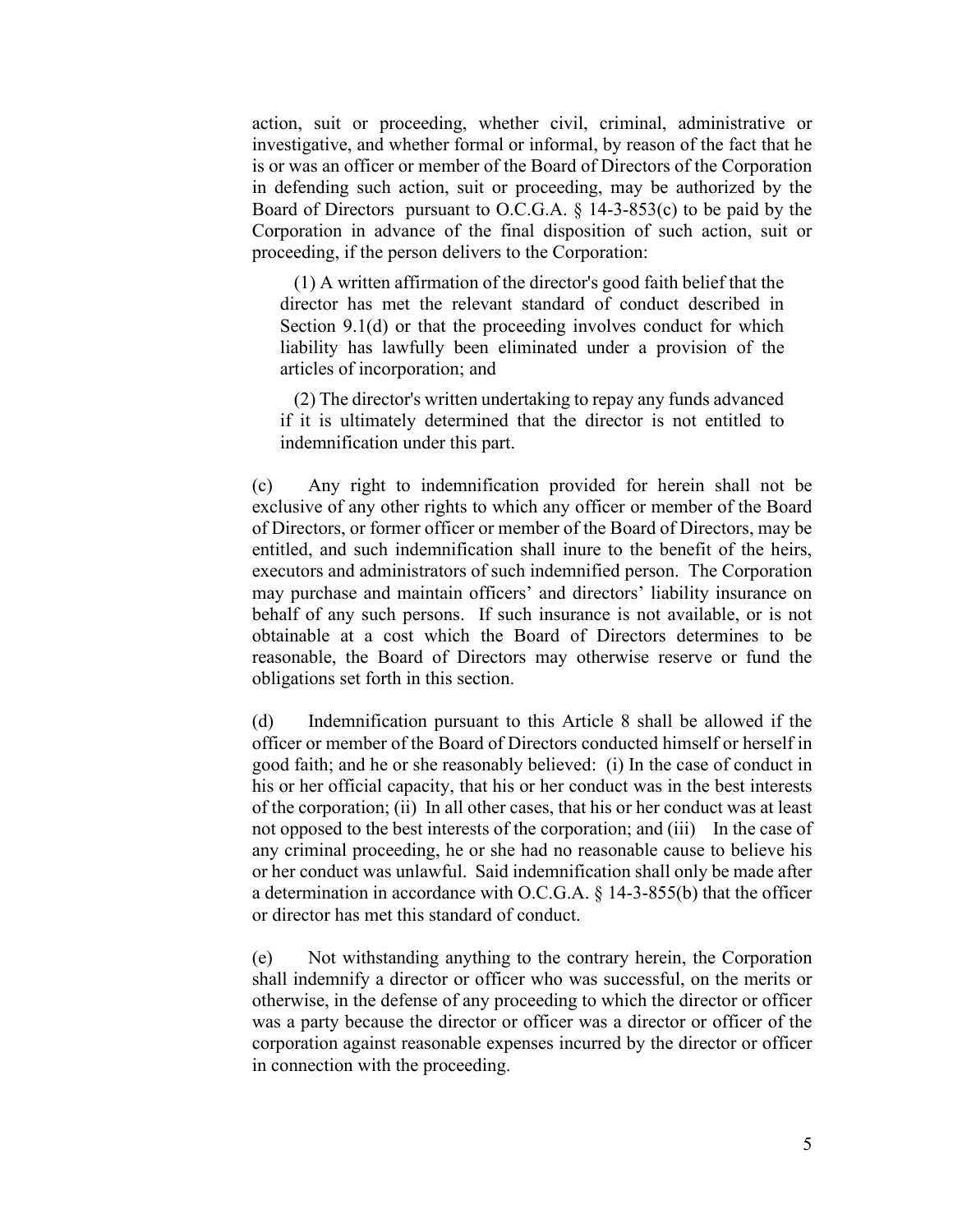action, suit or proceeding, whether civil, criminal, administrative or investigative, and whether formal or informal, by reason of the fact that he is or was an officer or member of the Board of Directors of the Corporation in defending such action, suit or proceeding, may be authorized by the Board of Directors pursuant to O.C.G.A. § 14-3-853(c) to be paid by the Corporation in advance of the final disposition of such action, suit or proceeding, if the person delivers to the Corporation:

> (1) A written affirmation of the director's good faith belief that the director has met the relevant standard of conduct described in Section 9.1(d) or that the proceeding involves conduct for which liability has lawfully been eliminated under a provision of the articles of incorporation; and
>
> (2) The director's written undertaking to repay any funds advanced if it is ultimately determined that the director is not entitled to indemnification under this part.

(c) Any right to indemnification provided for herein shall not be exclusive of any other rights to which any officer or member of the Board of Directors, or former officer or member of the Board of Directors, may be entitled, and such indemnification shall inure to the benefit of the heirs, executors and administrators of such indemnified person. The Corporation may purchase and maintain officers' and directors' liability insurance on behalf of any such persons. If such insurance is not available, or is not obtainable at a cost which the Board of Directors determines to be reasonable, the Board of Directors may otherwise reserve or fund the obligations set forth in this section.

(d) Indemnification pursuant to this Article 8 shall be allowed if the officer or member of the Board of Directors conducted himself or herself in good faith; and he or she reasonably believed: (i) In the case of conduct in his or her official capacity, that his or her conduct was in the best interests of the corporation; (ii) In all other cases, that his or her conduct was at least not opposed to the best interests of the corporation; and (iii) In the case of any criminal proceeding, he or she had no reasonable cause to believe his or her conduct was unlawful. Said indemnification shall only be made after a determination in accordance with O.C.G.A. § 14-3-855(b) that the officer or director has met this standard of conduct.

(e) Not withstanding anything to the contrary herein, the Corporation shall indemnify a director or officer who was successful, on the merits or otherwise, in the defense of any proceeding to which the director or officer was a party because the director or officer was a director or officer of the corporation against reasonable expenses incurred by the director or officer in connection with the proceeding.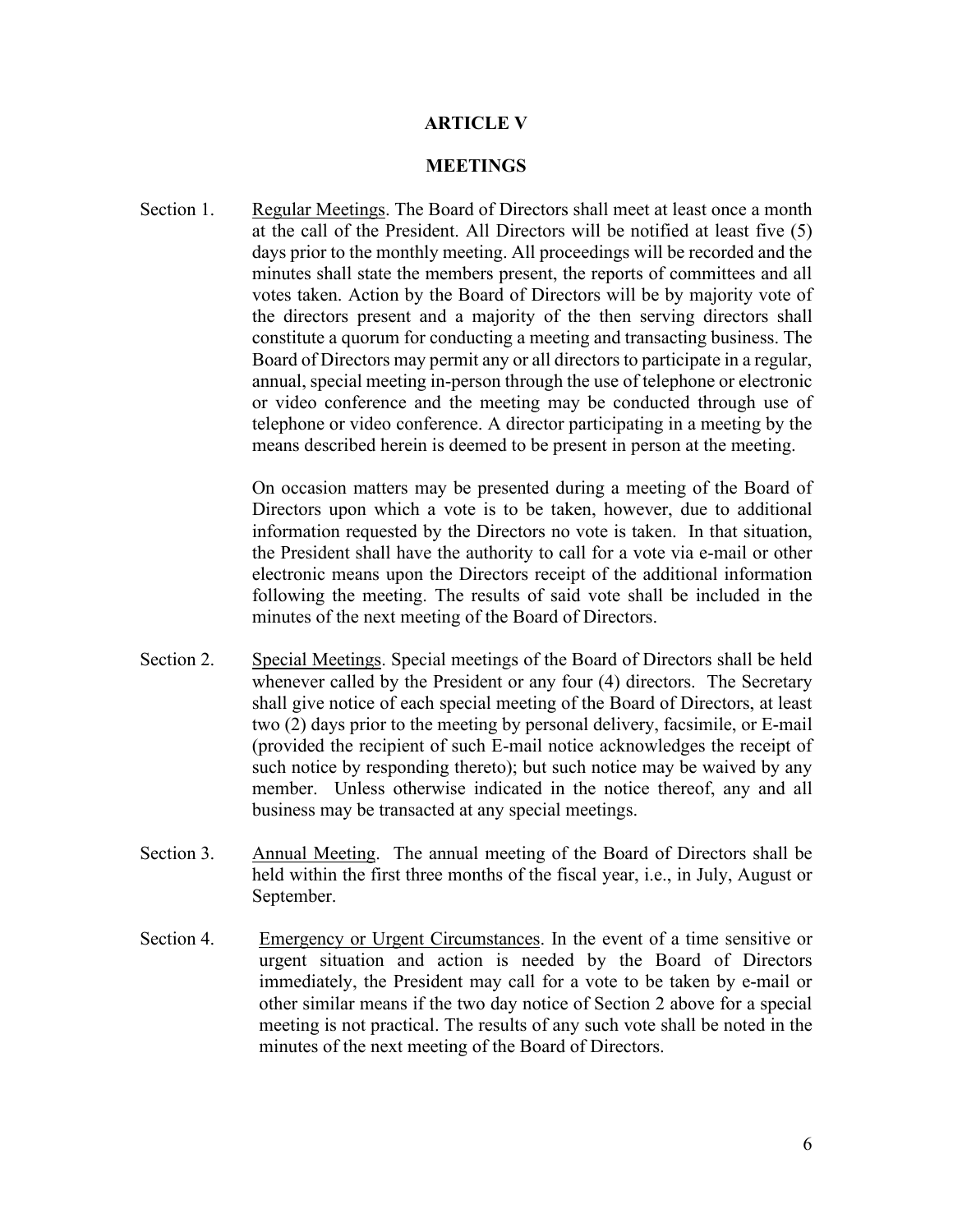## ARTICLE V

## MEETINGS

Section 1. Regular Meetings. The Board of Directors shall meet at least once a month at the call of the President. All Directors will be notified at least five (5) days prior to the monthly meeting. All proceedings will be recorded and the minutes shall state the members present, the reports of committees and all votes taken. Action by the Board of Directors will be by majority vote of the directors present and a majority of the then serving directors shall constitute a quorum for conducting a meeting and transacting business. The Board of Directors may permit any or all directors to participate in a regular, annual, special meeting in-person through the use of telephone or electronic or video conference and the meeting may be conducted through use of telephone or video conference. A director participating in a meeting by the means described herein is deemed to be present in person at the meeting.

On occasion matters may be presented during a meeting of the Board of Directors upon which a vote is to be taken, however, due to additional information requested by the Directors no vote is taken. In that situation, the President shall have the authority to call for a vote via e-mail or other electronic means upon the Directors receipt of the additional information following the meeting. The results of said vote shall be included in the minutes of the next meeting of the Board of Directors.

Section 2. Special Meetings. Special meetings of the Board of Directors shall be held whenever called by the President or any four (4) directors. The Secretary shall give notice of each special meeting of the Board of Directors, at least two (2) days prior to the meeting by personal delivery, facsimile, or E-mail (provided the recipient of such E-mail notice acknowledges the receipt of such notice by responding thereto); but such notice may be waived by any member. Unless otherwise indicated in the notice thereof, any and all business may be transacted at any special meetings.

Section 3. Annual Meeting. The annual meeting of the Board of Directors shall be held within the first three months of the fiscal year, i.e., in July, August or September.

Section 4. Emergency or Urgent Circumstances. In the event of a time sensitive or urgent situation and action is needed by the Board of Directors immediately, the President may call for a vote to be taken by e-mail or other similar means if the two day notice of Section 2 above for a special meeting is not practical. The results of any such vote shall be noted in the minutes of the next meeting of the Board of Directors.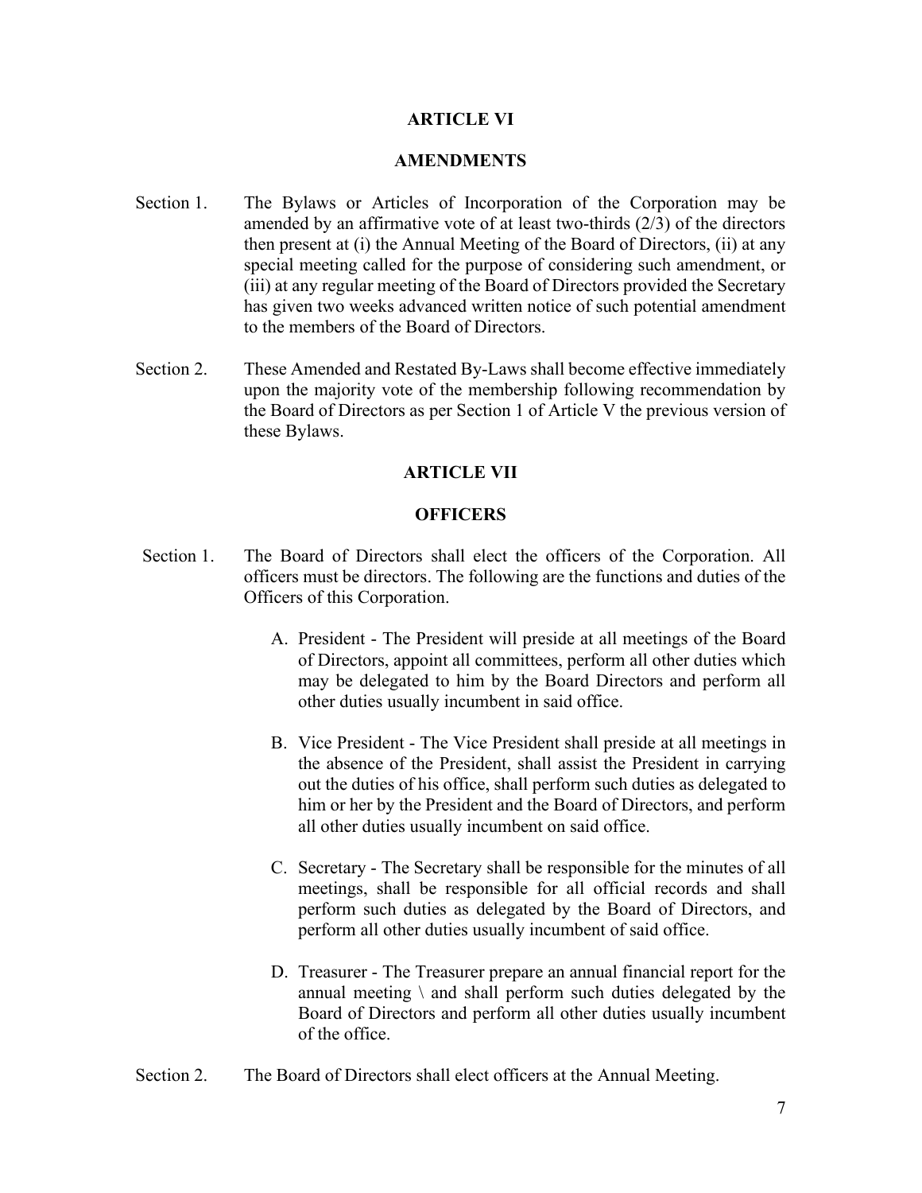## ARTICLE VI

## AMENDMENTS

Section 1. The Bylaws or Articles of Incorporation of the Corporation may be amended by an affirmative vote of at least two-thirds (2/3) of the directors then present at (i) the Annual Meeting of the Board of Directors, (ii) at any special meeting called for the purpose of considering such amendment, or (iii) at any regular meeting of the Board of Directors provided the Secretary has given two weeks advanced written notice of such potential amendment to the members of the Board of Directors.

Section 2. These Amended and Restated By-Laws shall become effective immediately upon the majority vote of the membership following recommendation by the Board of Directors as per Section 1 of Article V the previous version of these Bylaws.

## ARTICLE VII

## OFFICERS

Section 1. The Board of Directors shall elect the officers of the Corporation. All officers must be directors. The following are the functions and duties of the Officers of this Corporation.

A. President - The President will preside at all meetings of the Board of Directors, appoint all committees, perform all other duties which may be delegated to him by the Board Directors and perform all other duties usually incumbent in said office.

B. Vice President - The Vice President shall preside at all meetings in the absence of the President, shall assist the President in carrying out the duties of his office, shall perform such duties as delegated to him or her by the President and the Board of Directors, and perform all other duties usually incumbent on said office.

C. Secretary - The Secretary shall be responsible for the minutes of all meetings, shall be responsible for all official records and shall perform such duties as delegated by the Board of Directors, and perform all other duties usually incumbent of said office.

D. Treasurer - The Treasurer prepare an annual financial report for the annual meeting \ and shall perform such duties delegated by the Board of Directors and perform all other duties usually incumbent of the office.

Section 2. The Board of Directors shall elect officers at the Annual Meeting.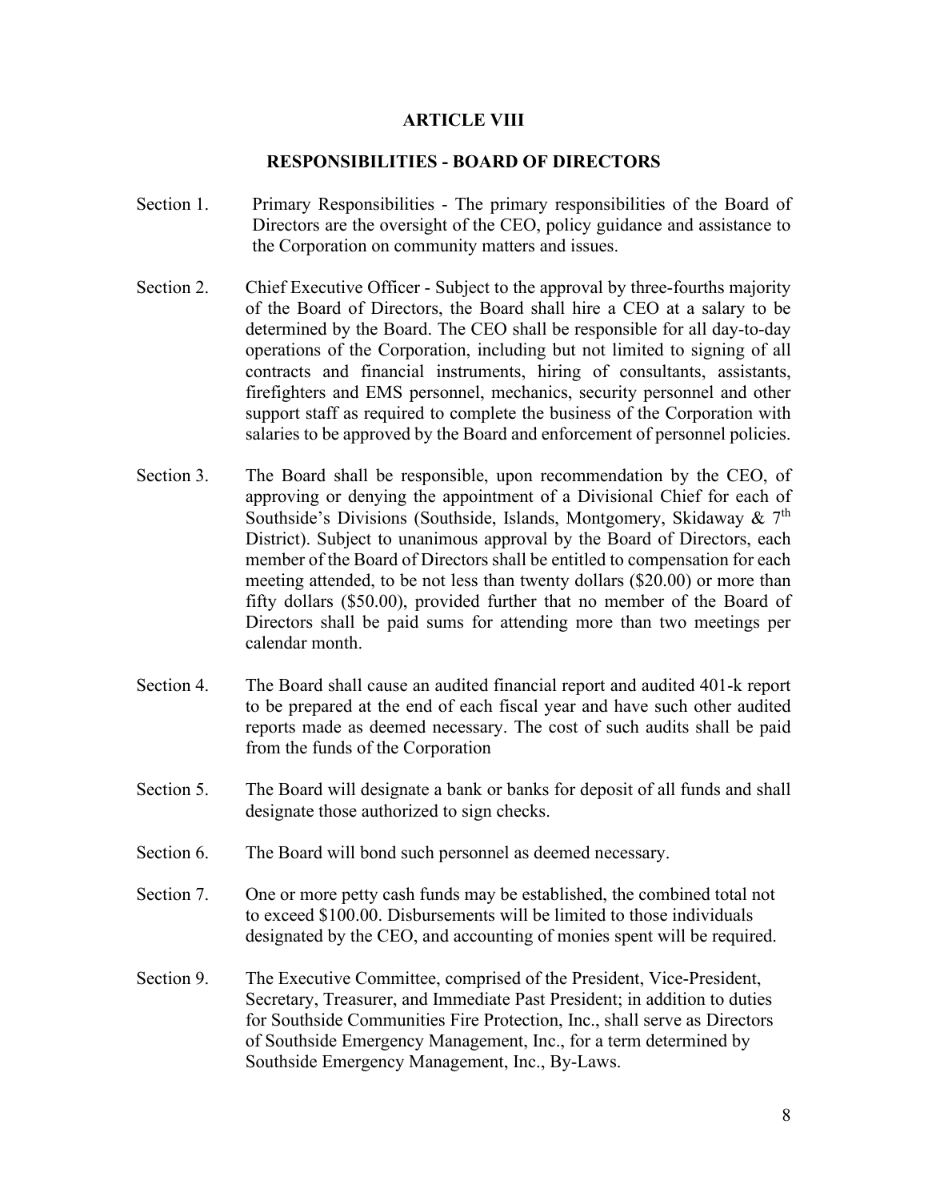## ARTICLE VIII

### RESPONSIBILITIES - BOARD OF DIRECTORS

Section 1. Primary Responsibilities - The primary responsibilities of the Board of Directors are the oversight of the CEO, policy guidance and assistance to the Corporation on community matters and issues.

Section 2. Chief Executive Officer - Subject to the approval by three-fourths majority of the Board of Directors, the Board shall hire a CEO at a salary to be determined by the Board. The CEO shall be responsible for all day-to-day operations of the Corporation, including but not limited to signing of all contracts and financial instruments, hiring of consultants, assistants, firefighters and EMS personnel, mechanics, security personnel and other support staff as required to complete the business of the Corporation with salaries to be approved by the Board and enforcement of personnel policies.

Section 3. The Board shall be responsible, upon recommendation by the CEO, of approving or denying the appointment of a Divisional Chief for each of Southside's Divisions (Southside, Islands, Montgomery, Skidaway & 7th District). Subject to unanimous approval by the Board of Directors, each member of the Board of Directors shall be entitled to compensation for each meeting attended, to be not less than twenty dollars ($20.00) or more than fifty dollars ($50.00), provided further that no member of the Board of Directors shall be paid sums for attending more than two meetings per calendar month.

Section 4. The Board shall cause an audited financial report and audited 401-k report to be prepared at the end of each fiscal year and have such other audited reports made as deemed necessary. The cost of such audits shall be paid from the funds of the Corporation

Section 5. The Board will designate a bank or banks for deposit of all funds and shall designate those authorized to sign checks.

Section 6. The Board will bond such personnel as deemed necessary.

Section 7. One or more petty cash funds may be established, the combined total not to exceed $100.00. Disbursements will be limited to those individuals designated by the CEO, and accounting of monies spent will be required.

Section 9. The Executive Committee, comprised of the President, Vice-President, Secretary, Treasurer, and Immediate Past President; in addition to duties for Southside Communities Fire Protection, Inc., shall serve as Directors of Southside Emergency Management, Inc., for a term determined by Southside Emergency Management, Inc., By-Laws.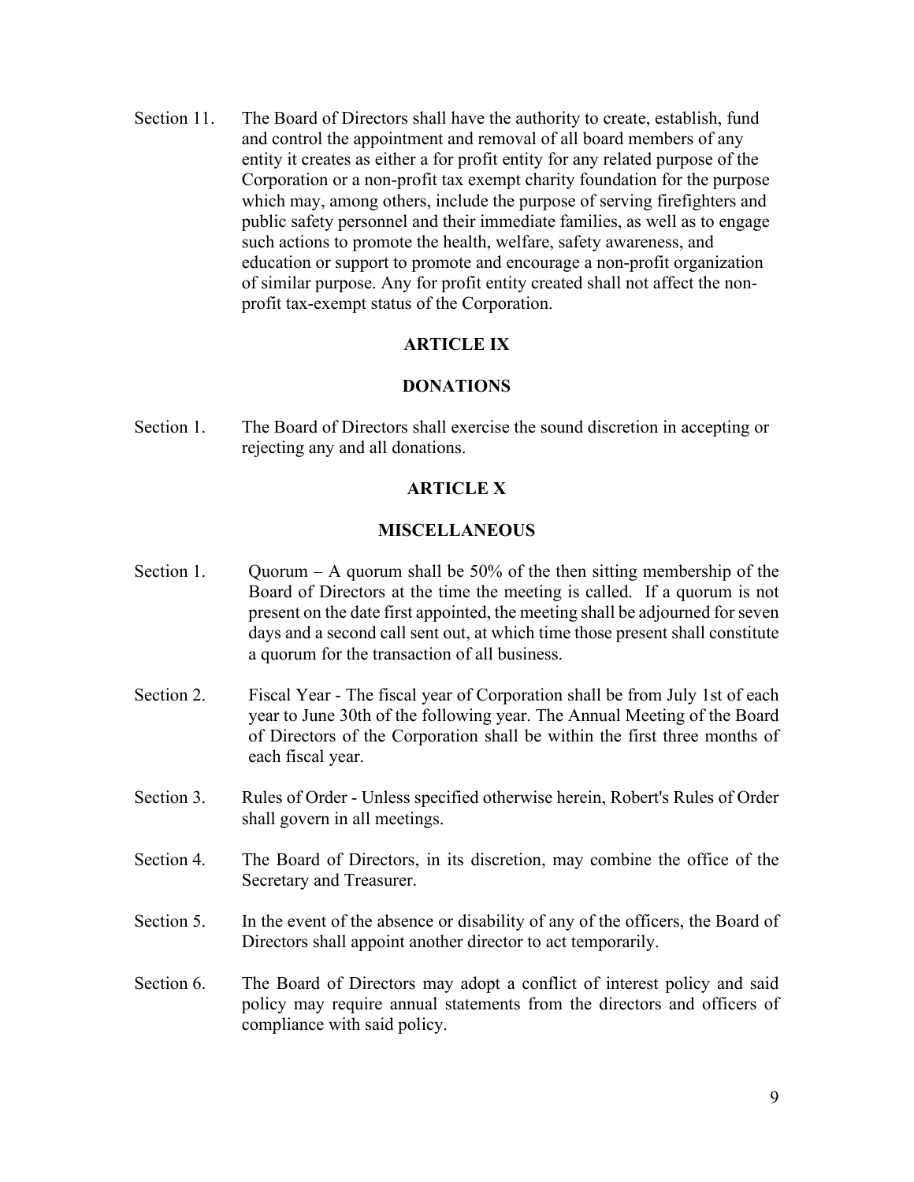Section 11. The Board of Directors shall have the authority to create, establish, fund and control the appointment and removal of all board members of any entity it creates as either a for profit entity for any related purpose of the Corporation or a non-profit tax exempt charity foundation for the purpose which may, among others, include the purpose of serving firefighters and public safety personnel and their immediate families, as well as to engage such actions to promote the health, welfare, safety awareness, and education or support to promote and encourage a non-profit organization of similar purpose. Any for profit entity created shall not affect the non-profit tax-exempt status of the Corporation.

## ARTICLE IX

## DONATIONS

Section 1. The Board of Directors shall exercise the sound discretion in accepting or rejecting any and all donations.

## ARTICLE X

## MISCELLANEOUS

Section 1. Quorum – A quorum shall be 50% of the then sitting membership of the Board of Directors at the time the meeting is called. If a quorum is not present on the date first appointed, the meeting shall be adjourned for seven days and a second call sent out, at which time those present shall constitute a quorum for the transaction of all business.

Section 2. Fiscal Year - The fiscal year of Corporation shall be from July 1st of each year to June 30th of the following year. The Annual Meeting of the Board of Directors of the Corporation shall be within the first three months of each fiscal year.

Section 3. Rules of Order - Unless specified otherwise herein, Robert's Rules of Order shall govern in all meetings.

Section 4. The Board of Directors, in its discretion, may combine the office of the Secretary and Treasurer.

Section 5. In the event of the absence or disability of any of the officers, the Board of Directors shall appoint another director to act temporarily.

Section 6. The Board of Directors may adopt a conflict of interest policy and said policy may require annual statements from the directors and officers of compliance with said policy.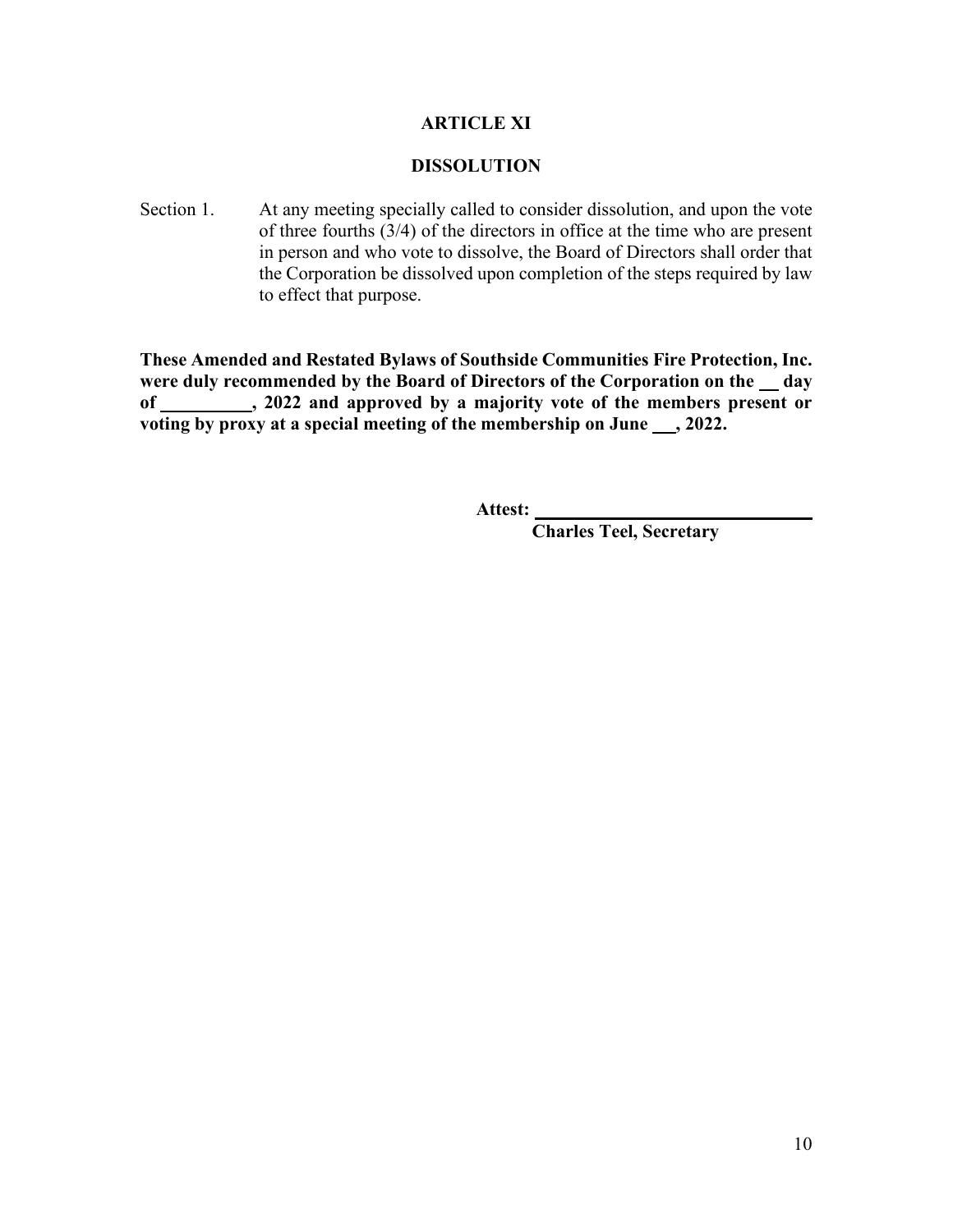## ARTICLE XI

## DISSOLUTION

Section 1. At any meeting specially called to consider dissolution, and upon the vote of three fourths (3/4) of the directors in office at the time who are present in person and who vote to dissolve, the Board of Directors shall order that the Corporation be dissolved upon completion of the steps required by law to effect that purpose.

**These Amended and Restated Bylaws of Southside Communities Fire Protection, Inc. were duly recommended by the Board of Directors of the Corporation on the \_\_ day of \_\_\_\_\_\_\_\_\_\_, 2022 and approved by a majority vote of the members present or voting by proxy at a special meeting of the membership on June \_\_\_, 2022.**

**Attest: \_\_\_\_\_\_\_\_\_\_\_\_\_\_\_\_\_\_\_\_\_\_\_\_\_\_\_\_\_\_**
**Charles Teel, Secretary**